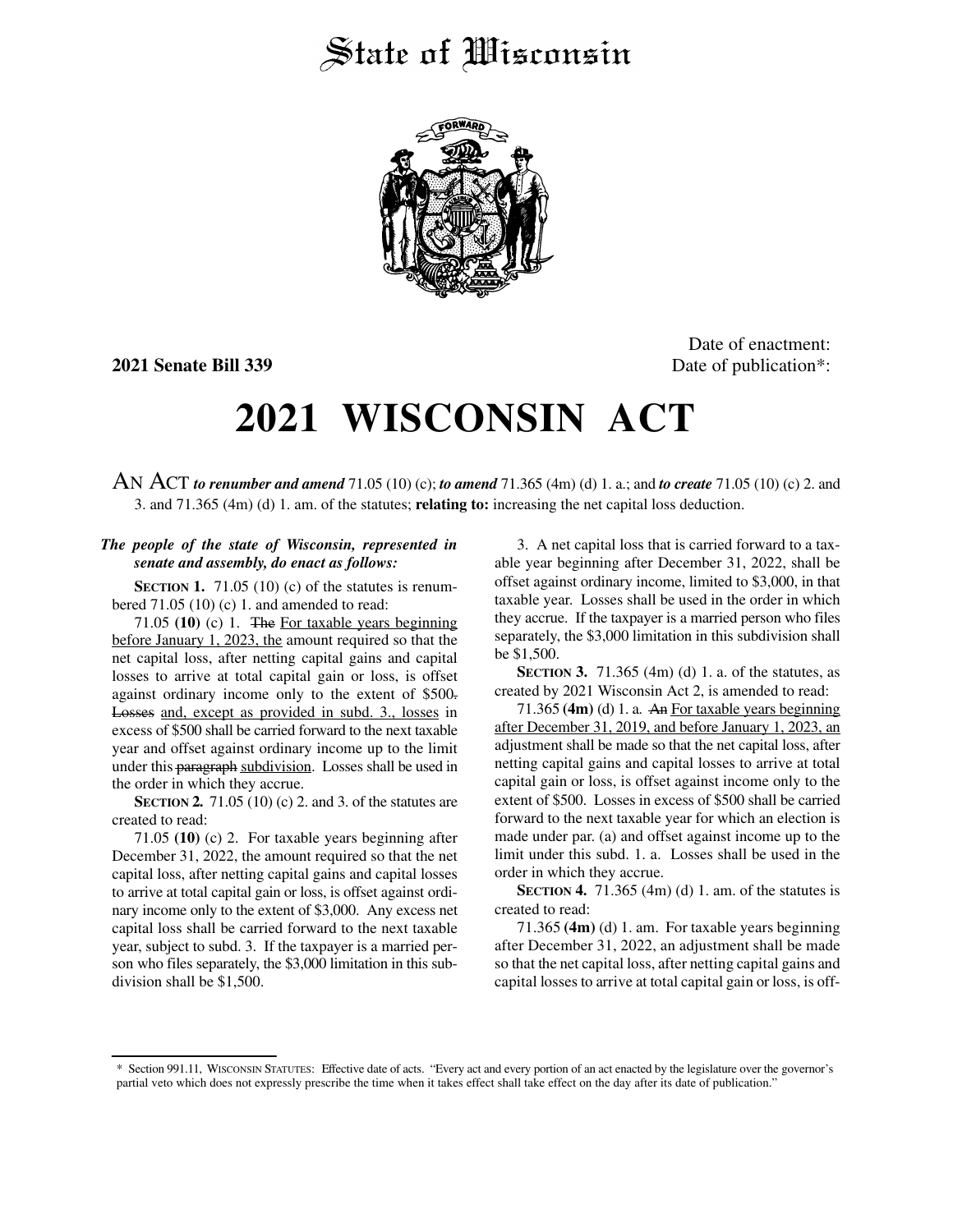# State of Wisconsin

**2021 Senate Bill 339**

Date of enactment:
Date of publication*:

# 2021 WISCONSIN ACT

AN ACT ***to renumber and amend*** 71.05 (10) (c); ***to amend*** 71.365 (4m) (d) 1. a.; and ***to create*** 71.05 (10) (c) 2. and 3. and 71.365 (4m) (d) 1. am. of the statutes; **relating to:** increasing the net capital loss deduction.

***The people of the state of Wisconsin, represented in senate and assembly, do enact as follows:***

**SECTION 1.** 71.05 (10) (c) of the statutes is renumbered 71.05 (10) (c) 1. and amended to read:

71.05 **(10)** (c) 1. ~~The~~ For taxable years beginning before January 1, 2023, the amount required so that the net capital loss, after netting capital gains and capital losses to arrive at total capital gain or loss, is offset against ordinary income only to the extent of $500~~.~~ ~~Losses~~ and, except as provided in subd. 3., losses in excess of $500 shall be carried forward to the next taxable year and offset against ordinary income up to the limit under this ~~paragraph~~ subdivision. Losses shall be used in the order in which they accrue.

**SECTION 2.** 71.05 (10) (c) 2. and 3. of the statutes are created to read:

71.05 **(10)** (c) 2. For taxable years beginning after December 31, 2022, the amount required so that the net capital loss, after netting capital gains and capital losses to arrive at total capital gain or loss, is offset against ordinary income only to the extent of $3,000. Any excess net capital loss shall be carried forward to the next taxable year, subject to subd. 3. If the taxpayer is a married person who files separately, the $3,000 limitation in this subdivision shall be $1,500.

3. A net capital loss that is carried forward to a taxable year beginning after December 31, 2022, shall be offset against ordinary income, limited to $3,000, in that taxable year. Losses shall be used in the order in which they accrue. If the taxpayer is a married person who files separately, the $3,000 limitation in this subdivision shall be $1,500.

**SECTION 3.** 71.365 (4m) (d) 1. a. of the statutes, as created by 2021 Wisconsin Act 2, is amended to read:

71.365 **(4m)** (d) 1. a. ~~An~~ For taxable years beginning after December 31, 2019, and before January 1, 2023, an adjustment shall be made so that the net capital loss, after netting capital gains and capital losses to arrive at total capital gain or loss, is offset against income only to the extent of $500. Losses in excess of $500 shall be carried forward to the next taxable year for which an election is made under par. (a) and offset against income up to the limit under this subd. 1. a. Losses shall be used in the order in which they accrue.

**SECTION 4.** 71.365 (4m) (d) 1. am. of the statutes is created to read:

71.365 **(4m)** (d) 1. am. For taxable years beginning after December 31, 2022, an adjustment shall be made so that the net capital loss, after netting capital gains and capital losses to arrive at total capital gain or loss, is off-

\* Section 991.11, WISCONSIN STATUTES: Effective date of acts. "Every act and every portion of an act enacted by the legislature over the governor's partial veto which does not expressly prescribe the time when it takes effect shall take effect on the day after its date of publication."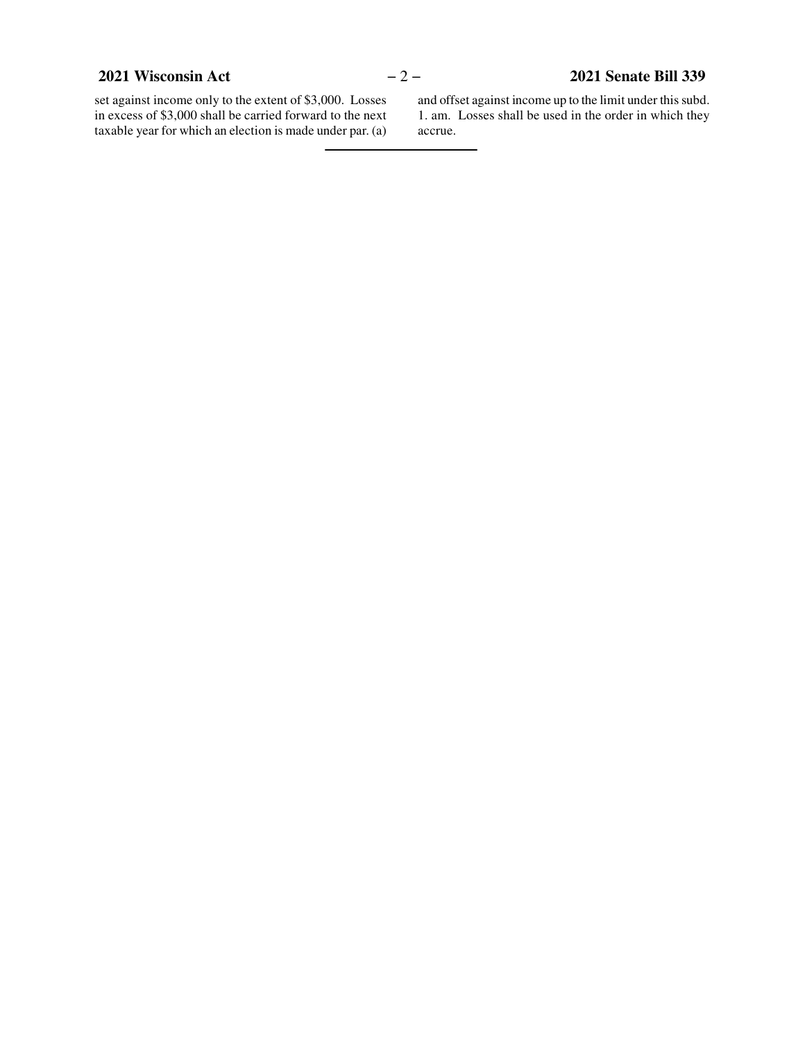set against income only to the extent of $3,000. Losses in excess of $3,000 shall be carried forward to the next taxable year for which an election is made under par. (a) and offset against income up to the limit under this subd. 1. am. Losses shall be used in the order in which they accrue.